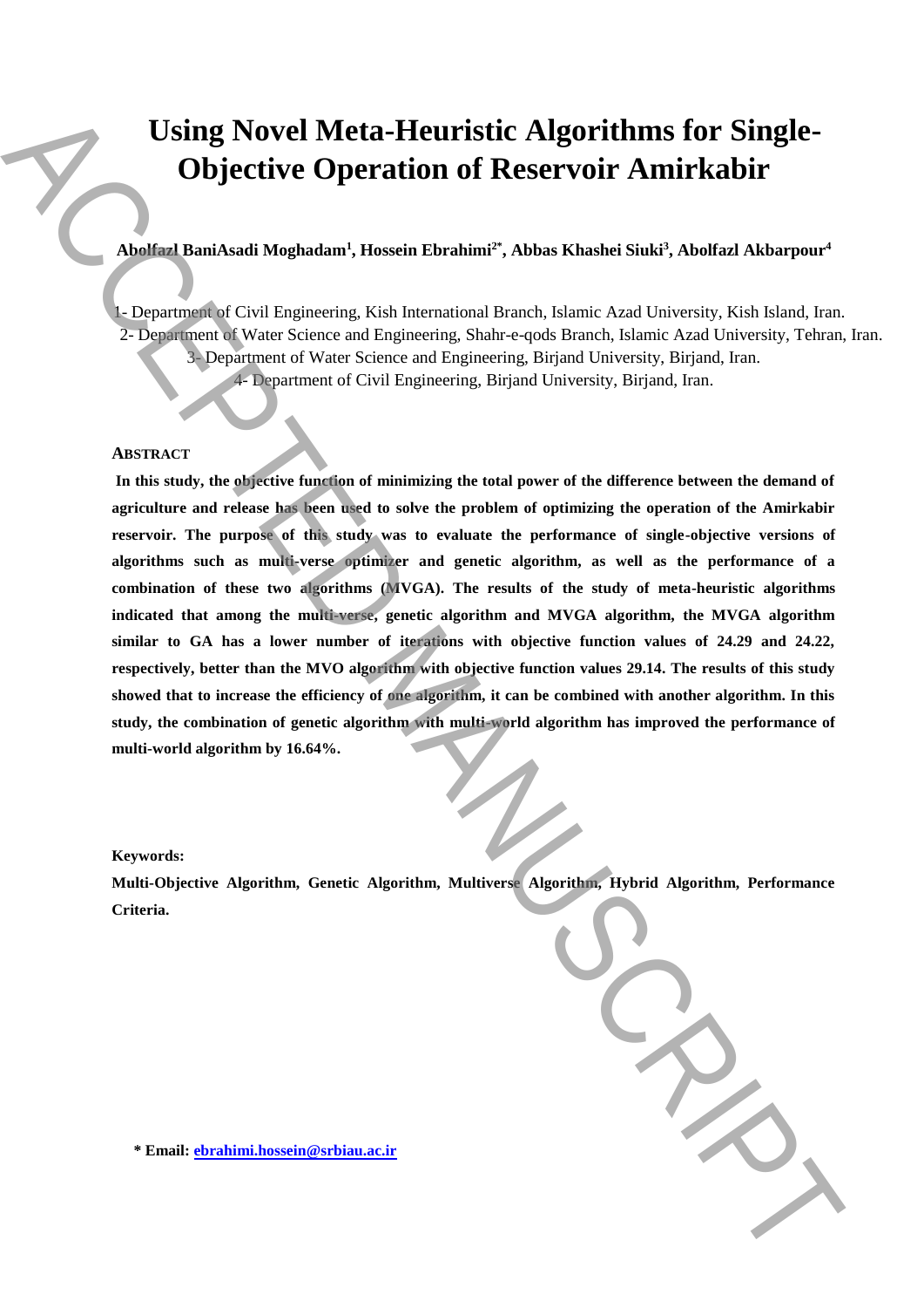# Using Novel Meta-Heuristic Algorithms for Single-Objective Operation of Reservoir Amirkabir

**Abolfazl BaniAsadi Moghadam[1], Hossein Ebrahimi[2*], Abbas Khashei Siuki[3], Abolfazl Akbarpour[4]**

1- Department of Civil Engineering, Kish International Branch, Islamic Azad University, Kish Island, Iran.
2- Department of Water Science and Engineering, Shahr-e-qods Branch, Islamic Azad University, Tehran, Iran.
3- Department of Water Science and Engineering, Birjand University, Birjand, Iran.
4- Department of Civil Engineering, Birjand University, Birjand, Iran.

## ABSTRACT

**In this study, the objective function of minimizing the total power of the difference between the demand of agriculture and release has been used to solve the problem of optimizing the operation of the Amirkabir reservoir. The purpose of this study was to evaluate the performance of single-objective versions of algorithms such as multi-verse optimizer and genetic algorithm, as well as the performance of a combination of these two algorithms (MVGA). The results of the study of meta-heuristic algorithms indicated that among the multi-verse, genetic algorithm and MVGA algorithm, the MVGA algorithm similar to GA has a lower number of iterations with objective function values of 24.29 and 24.22, respectively, better than the MVO algorithm with objective function values 29.14. The results of this study showed that to increase the efficiency of one algorithm, it can be combined with another algorithm. In this study, the combination of genetic algorithm with multi-world algorithm has improved the performance of multi-world algorithm by 16.64%.**

**Keywords:**

**Multi-Objective Algorithm, Genetic Algorithm, Multiverse Algorithm, Hybrid Algorithm, Performance Criteria.**

**\* Email: ebrahimi.hossein@srbiau.ac.ir**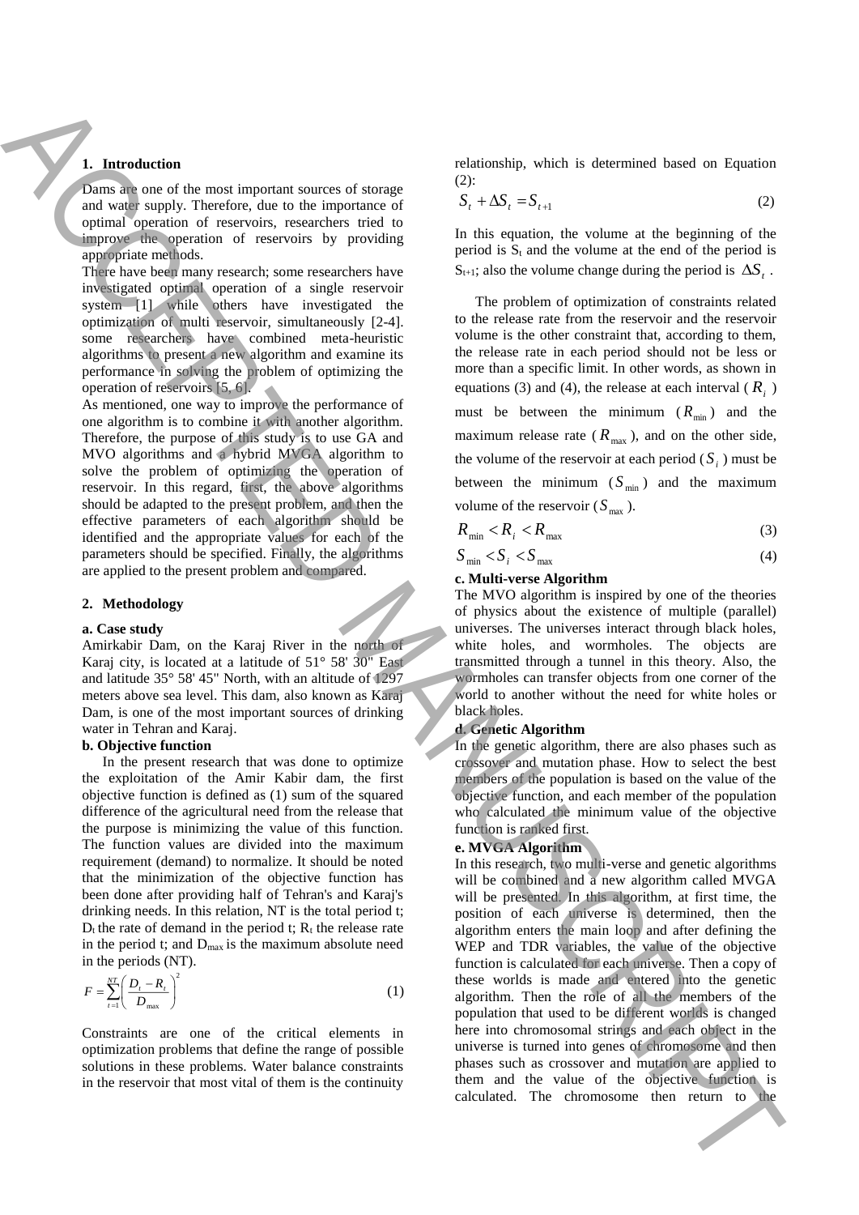## 1. Introduction

Dams are one of the most important sources of storage and water supply. Therefore, due to the importance of optimal operation of reservoirs, researchers tried to improve the operation of reservoirs by providing appropriate methods.

There have been many research; some researchers have investigated optimal operation of a single reservoir system [1] while others have investigated the optimization of multi reservoir, simultaneously [2-4]. some researchers have combined meta-heuristic algorithms to present a new algorithm and examine its performance in solving the problem of optimizing the operation of reservoirs [5, 6].

As mentioned, one way to improve the performance of one algorithm is to combine it with another algorithm. Therefore, the purpose of this study is to use GA and MVO algorithms and a hybrid MVGA algorithm to solve the problem of optimizing the operation of reservoir. In this regard, first, the above algorithms should be adapted to the present problem, and then the effective parameters of each algorithm should be identified and the appropriate values for each of the parameters should be specified. Finally, the algorithms are applied to the present problem and compared.

## 2. Methodology

### a. Case study

Amirkabir Dam, on the Karaj River in the north of Karaj city, is located at a latitude of 51° 58' 30" East and latitude 35° 58' 45" North, with an altitude of 1297 meters above sea level. This dam, also known as Karaj Dam, is one of the most important sources of drinking water in Tehran and Karaj.

### b. Objective function

In the present research that was done to optimize the exploitation of the Amir Kabir dam, the first objective function is defined as (1) sum of the squared difference of the agricultural need from the release that the purpose is minimizing the value of this function. The function values are divided into the maximum requirement (demand) to normalize. It should be noted that the minimization of the objective function has been done after providing half of Tehran's and Karaj's drinking needs. In this relation, NT is the total period t; $D_t$ the rate of demand in the period t; $R_t$ the release rate in the period t; and $D_{max}$ is the maximum absolute need in the periods (NT).

$$F = \sum_{t=1}^{NT} \left( \frac{D_t - R_t}{D_{max}} \right)^2 \tag{1}$$

Constraints are one of the critical elements in optimization problems that define the range of possible solutions in these problems. Water balance constraints in the reservoir that most vital of them is the continuity relationship, which is determined based on Equation (2):

$$S_t + \Delta S_t = S_{t+1} \tag{2}$$

In this equation, the volume at the beginning of the period is $S_t$ and the volume at the end of the period is $S_{t+1}$; also the volume change during the period is $\Delta S_t$ .

The problem of optimization of constraints related to the release rate from the reservoir and the reservoir volume is the other constraint that, according to them, the release rate in each period should not be less or more than a specific limit. In other words, as shown in equations (3) and (4), the release at each interval ( $R_i$ ) must be between the minimum ( $R_{min}$ ) and the maximum release rate ( $R_{max}$ ), and on the other side, the volume of the reservoir at each period ( $S_i$ ) must be between the minimum ( $S_{min}$ ) and the maximum volume of the reservoir ( $S_{max}$ ).

$$R_{min} < R_i < R_{max} \tag{3}$$

$$S_{min} < S_i < S_{max} \tag{4}$$

### c. Multi-verse Algorithm

The MVO algorithm is inspired by one of the theories of physics about the existence of multiple (parallel) universes. The universes interact through black holes, white holes, and wormholes. The objects are transmitted through a tunnel in this theory. Also, the wormholes can transfer objects from one corner of the world to another without the need for white holes or black holes.

### d. Genetic Algorithm

In the genetic algorithm, there are also phases such as crossover and mutation phase. How to select the best members of the population is based on the value of the objective function, and each member of the population who calculated the minimum value of the objective function is ranked first.

### e. MVGA Algorithm

In this research, two multi-verse and genetic algorithms will be combined and a new algorithm called MVGA will be presented. In this algorithm, at first time, the position of each universe is determined, then the algorithm enters the main loop and after defining the WEP and TDR variables, the value of the objective function is calculated for each universe. Then a copy of these worlds is made and entered into the genetic algorithm. Then the role of all the members of the population that used to be different worlds is changed here into chromosomal strings and each object in the universe is turned into genes of chromosome and then phases such as crossover and mutation are applied to them and the value of the objective function is calculated. The chromosome then return to the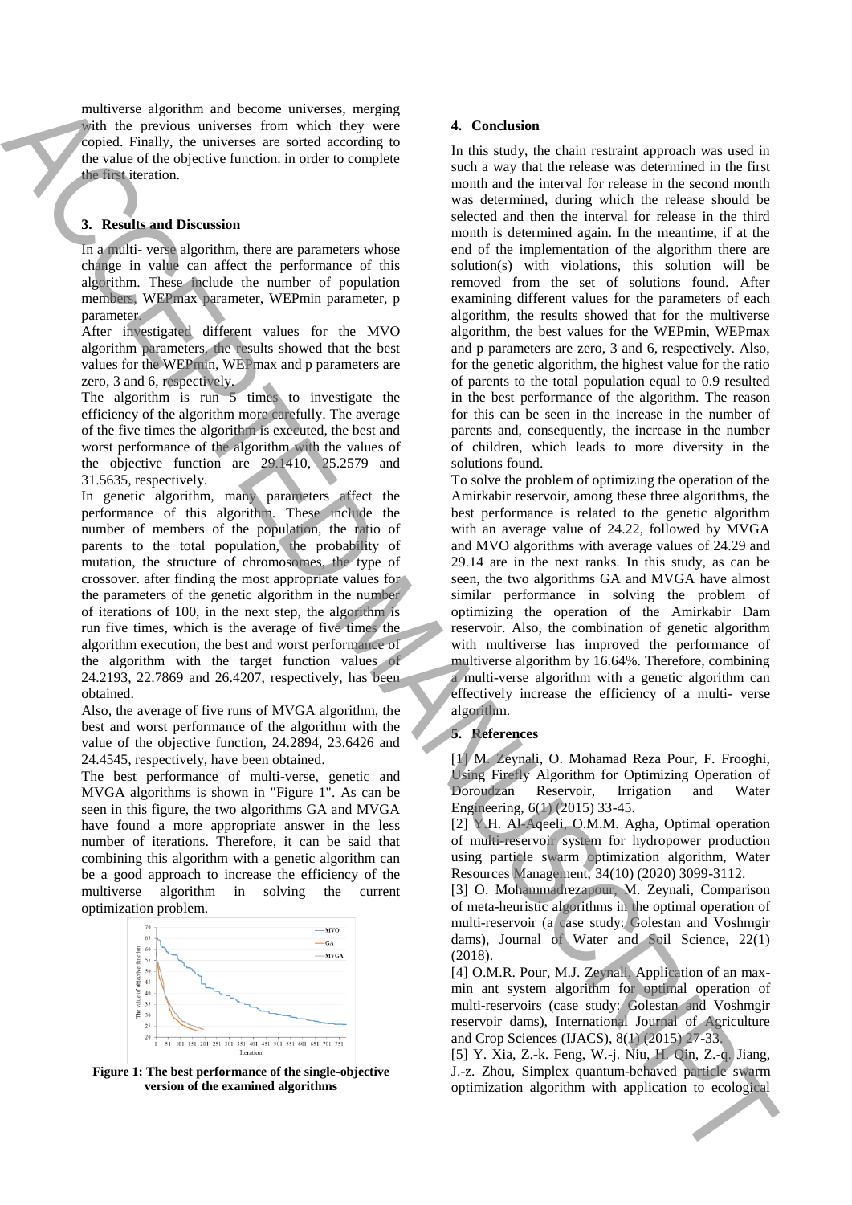multiverse algorithm and become universes, merging with the previous universes from which they were copied. Finally, the universes are sorted according to the value of the objective function. in order to complete the first iteration.

## 3. Results and Discussion

In a multi- verse algorithm, there are parameters whose change in value can affect the performance of this algorithm. These include the number of population members, WEPmax parameter, WEPmin parameter, p parameter.

After investigated different values for the MVO algorithm parameters, the results showed that the best values for the WEPmin, WEPmax and p parameters are zero, 3 and 6, respectively.

The algorithm is run 5 times to investigate the efficiency of the algorithm more carefully. The average of the five times the algorithm is executed, the best and worst performance of the algorithm with the values of the objective function are 29.1410, 25.2579 and 31.5635, respectively.

In genetic algorithm, many parameters affect the performance of this algorithm. These include the number of members of the population, the ratio of parents to the total population, the probability of mutation, the structure of chromosomes, the type of crossover. after finding the most appropriate values for the parameters of the genetic algorithm in the number of iterations of 100, in the next step, the algorithm is run five times, which is the average of five times the algorithm execution, the best and worst performance of the algorithm with the target function values of 24.2193, 22.7869 and 26.4207, respectively, has been obtained.

Also, the average of five runs of MVGA algorithm, the best and worst performance of the algorithm with the value of the objective function, 24.2894, 23.6426 and 24.4545, respectively, have been obtained.

The best performance of multi-verse, genetic and MVGA algorithms is shown in "Figure 1". As can be seen in this figure, the two algorithms GA and MVGA have found a more appropriate answer in the less number of iterations. Therefore, it can be said that combining this algorithm with a genetic algorithm can be a good approach to increase the efficiency of the multiverse algorithm in solving the current optimization problem.

**Figure 1: The best performance of the single-objective version of the examined algorithms**

## 4. Conclusion

In this study, the chain restraint approach was used in such a way that the release was determined in the first month and the interval for release in the second month was determined, during which the release should be selected and then the interval for release in the third month is determined again. In the meantime, if at the end of the implementation of the algorithm there are solution(s) with violations, this solution will be removed from the set of solutions found. After examining different values for the parameters of each algorithm, the results showed that for the multiverse algorithm, the best values for the WEPmin, WEPmax and p parameters are zero, 3 and 6, respectively. Also, for the genetic algorithm, the highest value for the ratio of parents to the total population equal to 0.9 resulted in the best performance of the algorithm. The reason for this can be seen in the increase in the number of parents and, consequently, the increase in the number of children, which leads to more diversity in the solutions found.

To solve the problem of optimizing the operation of the Amirkabir reservoir, among these three algorithms, the best performance is related to the genetic algorithm with an average value of 24.22, followed by MVGA and MVO algorithms with average values of 24.29 and 29.14 are in the next ranks. In this study, as can be seen, the two algorithms GA and MVGA have almost similar performance in solving the problem of optimizing the operation of the Amirkabir Dam reservoir. Also, the combination of genetic algorithm with multiverse has improved the performance of multiverse algorithm by 16.64%. Therefore, combining a multi-verse algorithm with a genetic algorithm can effectively increase the efficiency of a multi- verse algorithm.

## 5. References

[1] M. Zeynali, O. Mohamad Reza Pour, F. Frooghi, Using Firefly Algorithm for Optimizing Operation of Doroudzan Reservoir, Irrigation and Water Engineering, 6(1) (2015) 33-45.

[2] Y.H. Al-Aqeeli, O.M.M. Agha, Optimal operation of multi-reservoir system for hydropower production using particle swarm optimization algorithm, Water Resources Management, 34(10) (2020) 3099-3112.

[3] O. Mohammadrezapour, M. Zeynali, Comparison of meta-heuristic algorithms in the optimal operation of multi-reservoir (a case study: Golestan and Voshmgir dams), Journal of Water and Soil Science, 22(1) (2018).

[4] O.M.R. Pour, M.J. Zeynali, Application of an max-min ant system algorithm for optimal operation of multi-reservoirs (case study: Golestan and Voshmgir reservoir dams), International Journal of Agriculture and Crop Sciences (IJACS), 8(1) (2015) 27-33.

[5] Y. Xia, Z.-k. Feng, W.-j. Niu, H. Qin, Z.-q. Jiang, J.-z. Zhou, Simplex quantum-behaved particle swarm optimization algorithm with application to ecological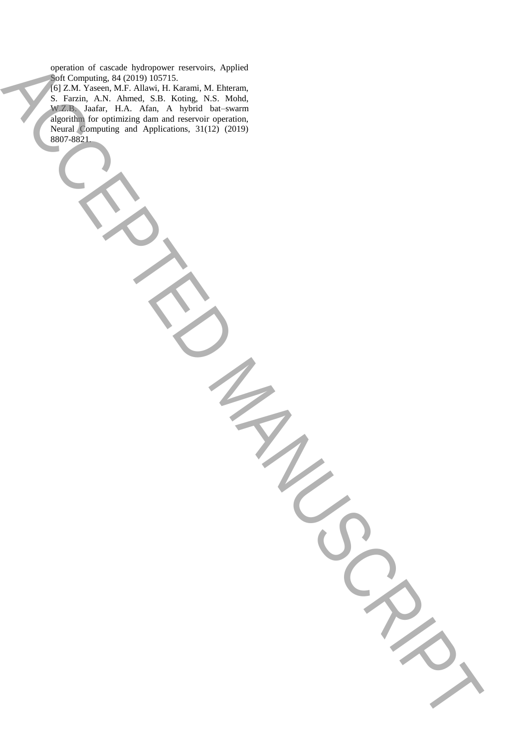operation of cascade hydropower reservoirs, Applied Soft Computing, 84 (2019) 105715.

[6] Z.M. Yaseen, M.F. Allawi, H. Karami, M. Ehteram, S. Farzin, A.N. Ahmed, S.B. Koting, N.S. Mohd, W.Z.B. Jaafar, H.A. Afan, A hybrid bat–swarm algorithm for optimizing dam and reservoir operation, Neural Computing and Applications, 31(12) (2019) 8807-8821.